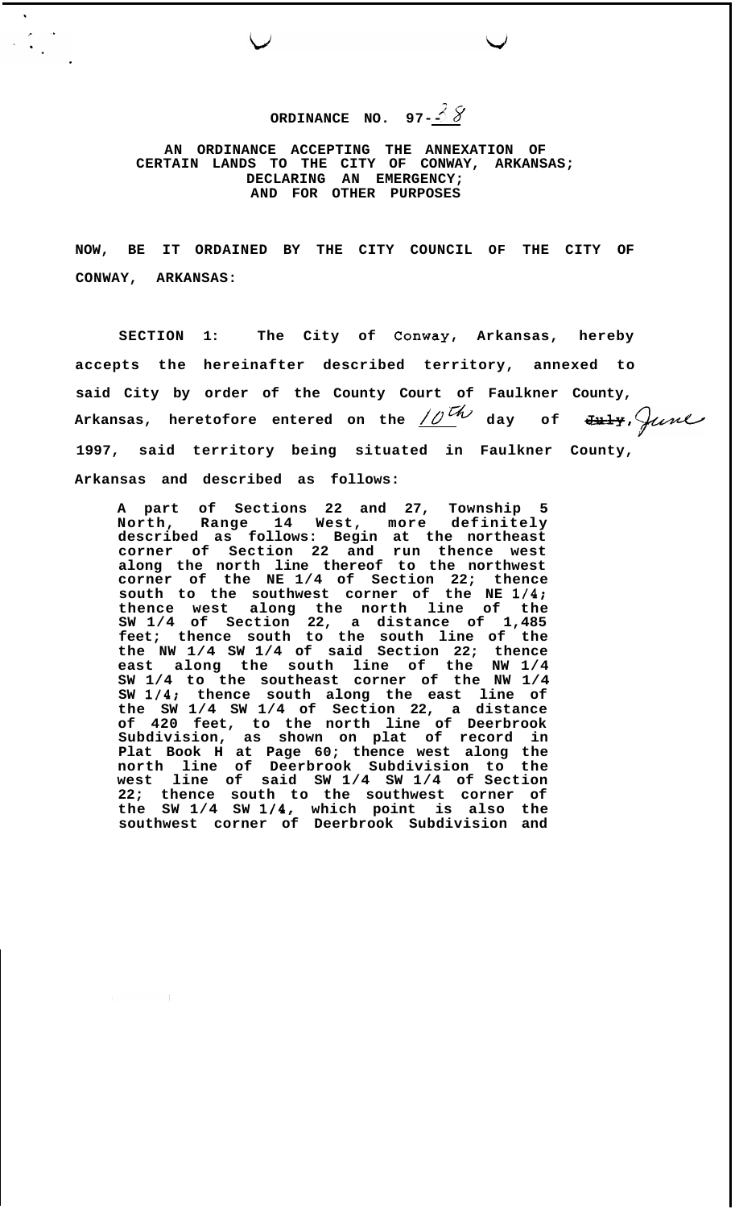# ORDINANCE NO. 97-38

**AN ORDINANCE ACCEPTING THE ANNEXATION OF CERTAIN LANDS TO THE CITY OF CONWAY, ARKANSAS; DECLARING AN EMERGENCY; AND FOR OTHER PURPOSES**

**NOW, BE IT ORDAINED BY THE CITY COUNCIL OF THE CITY OF CONWAY, ARKANSAS:**

**SECTION 1: The City of Conway, Arkansas, hereby accepts the hereinafter described territory, annexed to said City by order of the County Court of Faulkner County, Arkansas, heretofore entered on the 10th day of ~~July~~, June 1997, said territory being situated in Faulkner County, Arkansas and described as follows:**

> **A part of Sections 22 and 27, Township 5 North, Range 14 West, more definitely described as follows: Begin at the northeast corner of Section 22 and run thence west along the north line thereof to the northwest corner of the NE 1/4 of Section 22; thence south to the southwest corner of the NE 1/4; thence west along the north line of the SW 1/4 of Section 22, a distance of 1,485 feet; thence south to the south line of the the NW 1/4 SW 1/4 of said Section 22; thence east along the south line of the NW 1/4 SW 1/4 to the southeast corner of the NW 1/4 SW 1/4; thence south along the east line of the SW 1/4 SW 1/4 of Section 22, a distance of 420 feet, to the north line of Deerbrook Subdivision, as shown on plat of record in Plat Book H at Page 60; thence west along the north line of Deerbrook Subdivision to the west line of said SW 1/4 SW 1/4 of Section 22; thence south to the southwest corner of the SW 1/4 SW 1/4, which point is also the southwest corner of Deerbrook Subdivision and**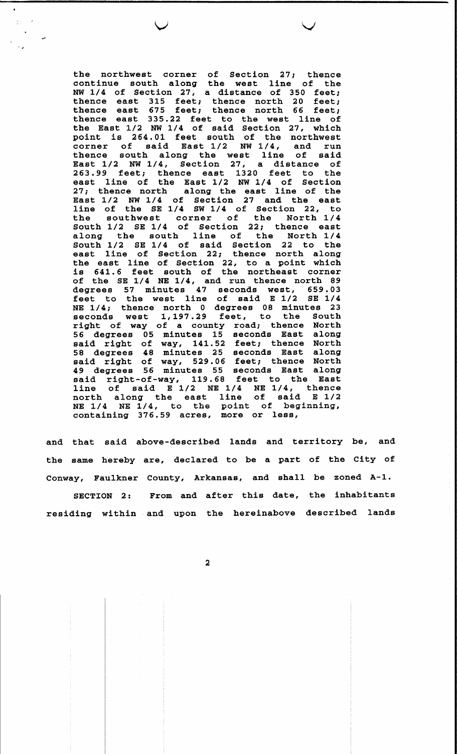the northwest corner of Section 27; thence continue south along the west line of the NW 1/4 of Section 27, a distance of 350 feet; thence east 315 feet; thence north 20 feet; thence east 675 feet; thence north 66 feet; thence east 335.22 feet to the west line of the East 1/2 NW 1/4 of said Section 27, which point is 264.01 feet south of the northwest corner of said East 1/2 NW 1/4, and run thence south along the west line of said East 1/2 NW 1/4, Section 27, a distance of 263.99 feet; thence east 1320 feet to the east line of the East 1/2 NW 1/4 of Section 27; thence north along the east line of the East 1/2 NW 1/4 of Section 27 and the east line of the SE 1/4 SW 1/4 of Section 22, to the southwest corner of the North 1/4 South 1/2 SE 1/4 of Section 22; thence east along the south line of the North 1/4 South 1/2 SE 1/4 of said Section 22 to the east line of Section 22; thence north along the east line of Section 22, to a point which is 641.6 feet south of the northeast corner of the SE 1/4 NE 1/4, and run thence north 89 degrees 57 minutes 47 seconds west, 659.03 feet to the west line of said E 1/2 SE 1/4 NE 1/4; thence north 0 degrees 08 minutes 23 seconds west 1,197.29 feet, to the South right of way of a county road; thence North 56 degrees 05 minutes 15 seconds East along said right of way, 141.52 feet; thence North 58 degrees 48 minutes 25 seconds East along said right of way, 529.06 feet; thence North 49 degrees 56 minutes 55 seconds East along said right-of-way, 119.68 feet to the East line of said E 1/2 NE 1/4 NE 1/4, thence north along the east line of said E 1/2 NE 1/4 NE 1/4, to the point of beginning, containing 376.59 acres, more or less,

and that said above-described lands and territory be, and the same hereby are, declared to be a part of the City of Conway, Faulkner County, Arkansas, and shall be zoned A-1.

SECTION 2: From and after this date, the inhabitants residing within and upon the hereinabove described lands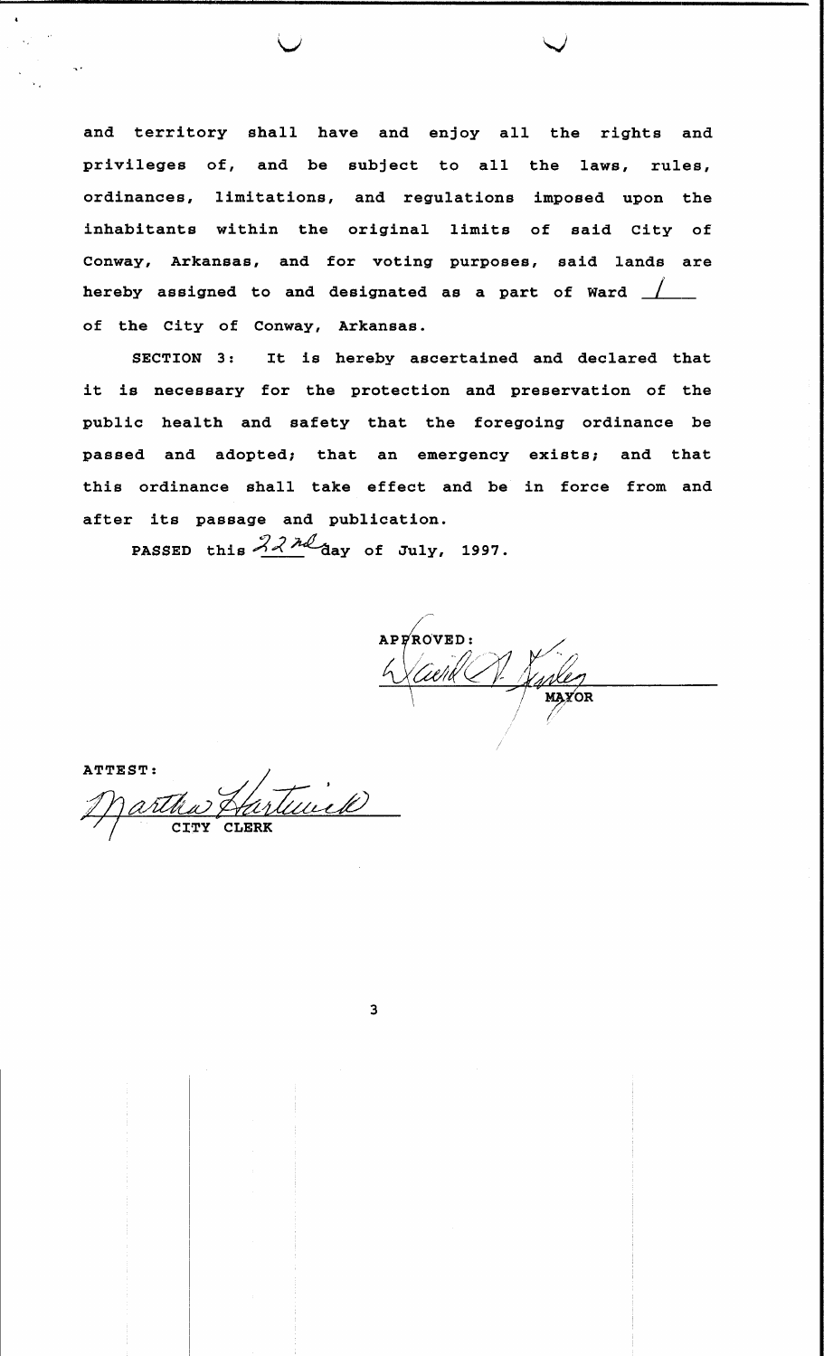and territory shall have and enjoy all the rights and privileges of, and be subject to all the laws, rules, ordinances, limitations, and regulations imposed upon the inhabitants within the original limits of said City of Conway, Arkansas, and for voting purposes, said lands are hereby assigned to and designated as a part of Ward 1 of the City of Conway, Arkansas.

SECTION 3: It is hereby ascertained and declared that it is necessary for the protection and preservation of the public health and safety that the foregoing ordinance be passed and adopted; that an emergency exists; and that this ordinance shall take effect and be in force from and after its passage and publication.

PASSED this 22nd day of July, 1997.

APPROVED:

David L. Kinley

MAYOR

ATTEST:

Martha Hartwick

CITY CLERK